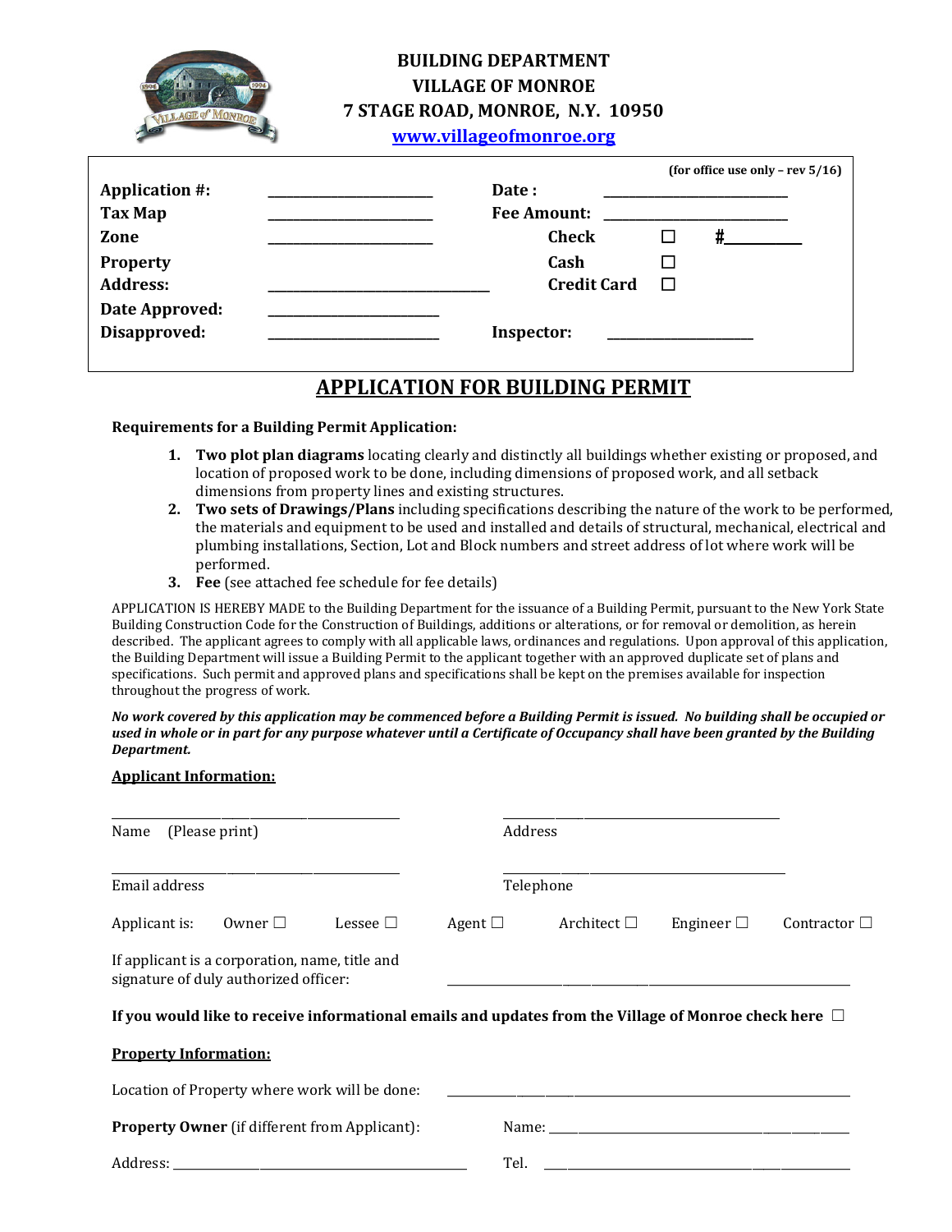**BUILDING DEPARTMENT**
**VILLAGE OF MONROE**
**7 STAGE ROAD, MONROE, N.Y. 10950**
**www.villageofmonroe.org**

(for office use only – rev 5/16)

| | | | | |
|---|---|---|---|---|
| **Application #:** | ________________ | **Date :** | ________________ | |
| **Tax Map** | ________________ | **Fee Amount:** | ________________ | |
| **Zone** | ________________ | **Check** | ☐ | #________ |
| **Property Address:** | ________________ | **Cash** | ☐ | |
| | | **Credit Card** | ☐ | |
| **Date Approved:** | ________________ | | | |
| **Disapproved:** | ________________ | **Inspector:** | ________________ | |

# APPLICATION FOR BUILDING PERMIT

**Requirements for a Building Permit Application:**

1. **Two plot plan diagrams** locating clearly and distinctly all buildings whether existing or proposed, and location of proposed work to be done, including dimensions of proposed work, and all setback dimensions from property lines and existing structures.
2. **Two sets of Drawings/Plans** including specifications describing the nature of the work to be performed, the materials and equipment to be used and installed and details of structural, mechanical, electrical and plumbing installations, Section, Lot and Block numbers and street address of lot where work will be performed.
3. **Fee** (see attached fee schedule for fee details)

APPLICATION IS HEREBY MADE to the Building Department for the issuance of a Building Permit, pursuant to the New York State Building Construction Code for the Construction of Buildings, additions or alterations, or for removal or demolition, as herein described. The applicant agrees to comply with all applicable laws, ordinances and regulations. Upon approval of this application, the Building Department will issue a Building Permit to the applicant together with an approved duplicate set of plans and specifications. Such permit and approved plans and specifications shall be kept on the premises available for inspection throughout the progress of work.

***No work covered by this application may be commenced before a Building Permit is issued. No building shall be occupied or used in whole or in part for any purpose whatever until a Certificate of Occupancy shall have been granted by the Building Department.***

**Applicant Information:**

________________________________ ________________________________
Name (Please print) Address

________________________________ ________________________________
Email address Telephone

Applicant is: Owner ☐ Lessee ☐ Agent ☐ Architect ☐ Engineer ☐ Contractor ☐

If applicant is a corporation, name, title and signature of duly authorized officer: ________________________________

**If you would like to receive informational emails and updates from the Village of Monroe check here** ☐

**Property Information:**

Location of Property where work will be done: ________________________________

**Property Owner** (if different from Applicant): Name: ________________________________

Address: ________________________________ Tel. ________________________________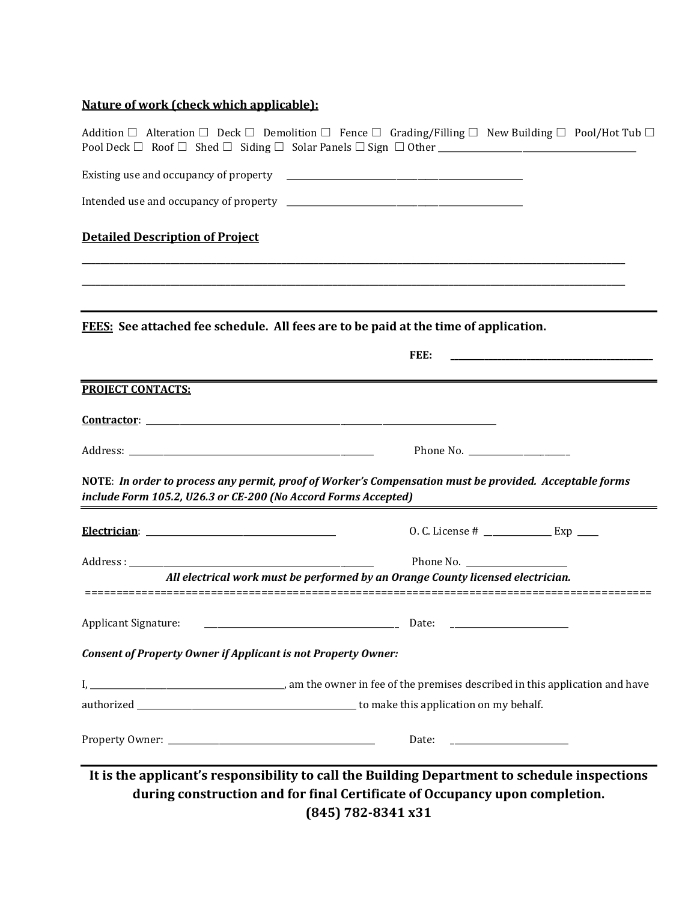**Nature of work (check which applicable):**

Addition ☐ Alteration ☐ Deck ☐ Demolition ☐ Fence ☐ Grading/Filling ☐ New Building ☐ Pool/Hot Tub ☐ Pool Deck ☐ Roof ☐ Shed ☐ Siding ☐ Solar Panels ☐ Sign ☐ Other ____________________________

Existing use and occupancy of property ____________________________

Intended use and occupancy of property ____________________________

**Detailed Description of Project**

____________________________________________________________________________

____________________________________________________________________________

---

**FEES: See attached fee schedule. All fees are to be paid at the time of application.**

**FEE:** ____________________________

---

**PROJECT CONTACTS:**

**Contractor**: ____________________________________________

Address: ______________________________ Phone No. ________________

**NOTE**: ***In order to process any permit, proof of Worker's Compensation must be provided. Acceptable forms include Form 105.2, U26.3 or CE-200 (No Accord Forms Accepted)***

---

**Electrician**: ________________________ O. C. License # __________ Exp ____

Address : ______________________________ Phone No. ________________

***All electrical work must be performed by an Orange County licensed electrician.***

==========================================================================================

Applicant Signature: ________________________ Date: ______________

***Consent of Property Owner if Applicant is not Property Owner:***

I, ________________________, am the owner in fee of the premises described in this application and have authorized ____________________________ to make this application on my behalf.

Property Owner: ________________________ Date: ______________

---

**It is the applicant's responsibility to call the Building Department to schedule inspections during construction and for final Certificate of Occupancy upon completion.**

**(845) 782-8341 x31**